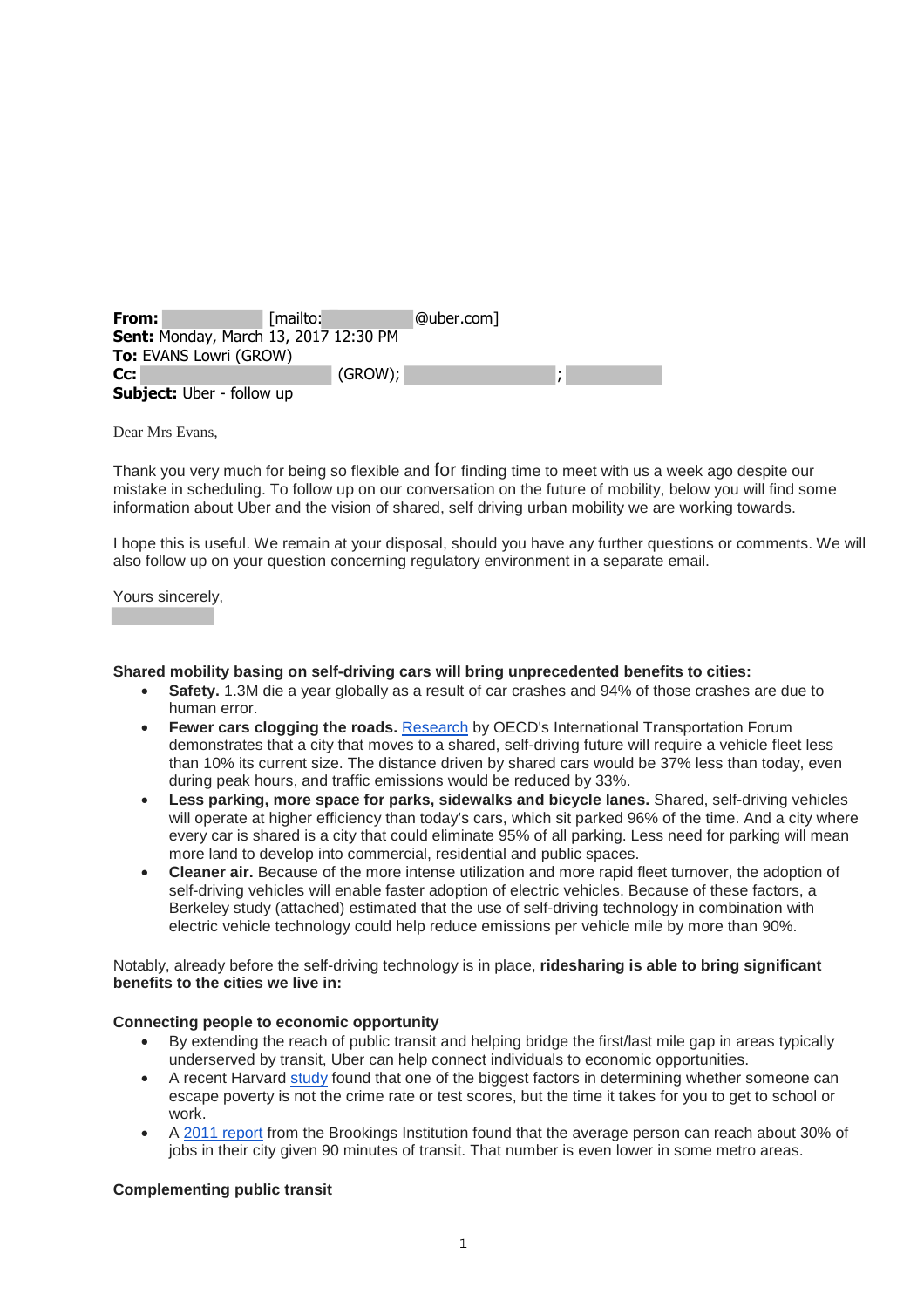**From:** [mailto: @uber.com]
**Sent:** Monday, March 13, 2017 12:30 PM
**To:** EVANS Lowri (GROW)
**Cc:** (GROW); ;
**Subject:** Uber - follow up

Dear Mrs Evans,

Thank you very much for being so flexible and for finding time to meet with us a week ago despite our mistake in scheduling. To follow up on our conversation on the future of mobility, below you will find some information about Uber and the vision of shared, self driving urban mobility we are working towards.

I hope this is useful. We remain at your disposal, should you have any further questions or comments. We will also follow up on your question concerning regulatory environment in a separate email.

Yours sincerely,

**Shared mobility basing on self-driving cars will bring unprecedented benefits to cities:**

- **Safety.** 1.3M die a year globally as a result of car crashes and 94% of those crashes are due to human error.
- **Fewer cars clogging the roads.** Research by OECD's International Transportation Forum demonstrates that a city that moves to a shared, self-driving future will require a vehicle fleet less than 10% its current size. The distance driven by shared cars would be 37% less than today, even during peak hours, and traffic emissions would be reduced by 33%.
- **Less parking, more space for parks, sidewalks and bicycle lanes.** Shared, self-driving vehicles will operate at higher efficiency than today's cars, which sit parked 96% of the time. And a city where every car is shared is a city that could eliminate 95% of all parking. Less need for parking will mean more land to develop into commercial, residential and public spaces.
- **Cleaner air.** Because of the more intense utilization and more rapid fleet turnover, the adoption of self-driving vehicles will enable faster adoption of electric vehicles. Because of these factors, a Berkeley study (attached) estimated that the use of self-driving technology in combination with electric vehicle technology could help reduce emissions per vehicle mile by more than 90%.

Notably, already before the self-driving technology is in place, **ridesharing is able to bring significant benefits to the cities we live in:**

**Connecting people to economic opportunity**

- By extending the reach of public transit and helping bridge the first/last mile gap in areas typically underserved by transit, Uber can help connect individuals to economic opportunities.
- A recent Harvard study found that one of the biggest factors in determining whether someone can escape poverty is not the crime rate or test scores, but the time it takes for you to get to school or work.
- A 2011 report from the Brookings Institution found that the average person can reach about 30% of jobs in their city given 90 minutes of transit. That number is even lower in some metro areas.

**Complementing public transit**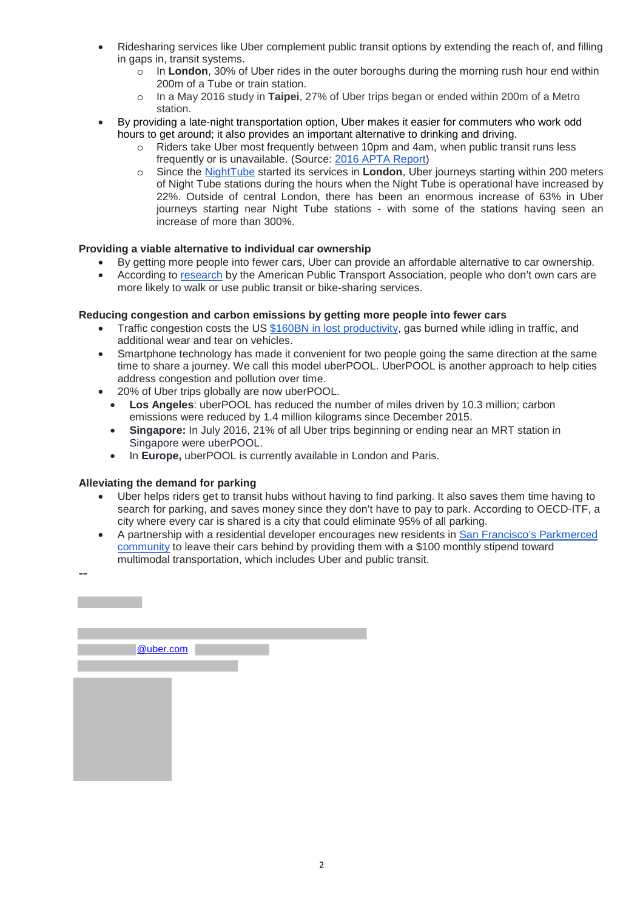- Ridesharing services like Uber complement public transit options by extending the reach of, and filling in gaps in, transit systems.
  - In **London**, 30% of Uber rides in the outer boroughs during the morning rush hour end within 200m of a Tube or train station.
  - In a May 2016 study in **Taipei**, 27% of Uber trips began or ended within 200m of a Metro station.
- By providing a late-night transportation option, Uber makes it easier for commuters who work odd hours to get around; it also provides an important alternative to drinking and driving.
  - Riders take Uber most frequently between 10pm and 4am, when public transit runs less frequently or is unavailable. (Source: 2016 APTA Report)
  - Since the NightTube started its services in **London**, Uber journeys starting within 200 meters of Night Tube stations during the hours when the Night Tube is operational have increased by 22%. Outside of central London, there has been an enormous increase of 63% in Uber journeys starting near Night Tube stations - with some of the stations having seen an increase of more than 300%.

**Providing a viable alternative to individual car ownership**

- By getting more people into fewer cars, Uber can provide an affordable alternative to car ownership.
- According to research by the American Public Transport Association, people who don't own cars are more likely to walk or use public transit or bike-sharing services.

**Reducing congestion and carbon emissions by getting more people into fewer cars**

- Traffic congestion costs the US $160BN in lost productivity, gas burned while idling in traffic, and additional wear and tear on vehicles.
- Smartphone technology has made it convenient for two people going the same direction at the same time to share a journey. We call this model uberPOOL. UberPOOL is another approach to help cities address congestion and pollution over time.
- 20% of Uber trips globally are now uberPOOL.
  - **Los Angeles**: uberPOOL has reduced the number of miles driven by 10.3 million; carbon emissions were reduced by 1.4 million kilograms since December 2015.
  - **Singapore:** In July 2016, 21% of all Uber trips beginning or ending near an MRT station in Singapore were uberPOOL.
  - In **Europe,** uberPOOL is currently available in London and Paris.

**Alleviating the demand for parking**

- Uber helps riders get to transit hubs without having to find parking. It also saves them time having to search for parking, and saves money since they don't have to pay to park. According to OECD-ITF, a city where every car is shared is a city that could eliminate 95% of all parking.
- A partnership with a residential developer encourages new residents in San Francisco's Parkmerced community to leave their cars behind by providing them with a $100 monthly stipend toward multimodal transportation, which includes Uber and public transit.

--

@uber.com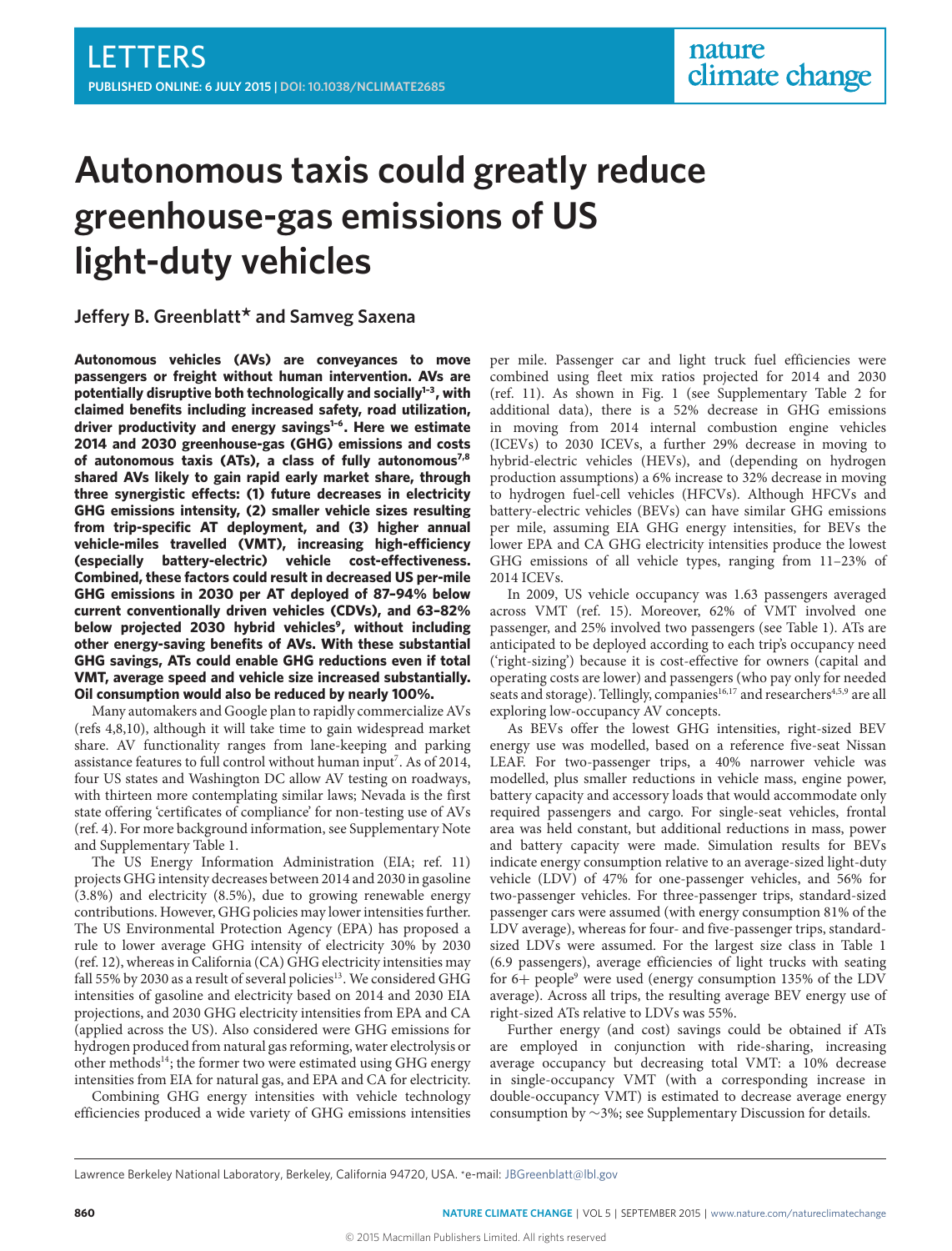# Autonomous taxis could greatly reduce greenhouse-gas emissions of US light-duty vehicles

**Jeffery B. Greenblatt* and Samveg Saxena**

**Autonomous vehicles (AVs) are conveyances to move passengers or freight without human intervention. AVs are potentially disruptive both technologically and socially[1–3], with claimed benefits including increased safety, road utilization, driver productivity and energy savings[1–6]. Here we estimate 2014 and 2030 greenhouse-gas (GHG) emissions and costs of autonomous taxis (ATs), a class of fully autonomous[7,8] shared AVs likely to gain rapid early market share, through three synergistic effects: (1) future decreases in electricity GHG emissions intensity, (2) smaller vehicle sizes resulting from trip-specific AT deployment, and (3) higher annual vehicle-miles travelled (VMT), increasing high-efficiency (especially battery-electric) vehicle cost-effectiveness. Combined, these factors could result in decreased US per-mile GHG emissions in 2030 per AT deployed of 87–94% below current conventionally driven vehicles (CDVs), and 63–82% below projected 2030 hybrid vehicles[9], without including other energy-saving benefits of AVs. With these substantial GHG savings, ATs could enable GHG reductions even if total VMT, average speed and vehicle size increased substantially. Oil consumption would also be reduced by nearly 100%.**

Many automakers and Google plan to rapidly commercialize AVs (refs 4,8,10), although it will take time to gain widespread market share. AV functionality ranges from lane-keeping and parking assistance features to full control without human input[7]. As of 2014, four US states and Washington DC allow AV testing on roadways, with thirteen more contemplating similar laws; Nevada is the first state offering 'certificates of compliance' for non-testing use of AVs (ref. 4). For more background information, see Supplementary Note and Supplementary Table 1.

The US Energy Information Administration (EIA; ref. 11) projects GHG intensity decreases between 2014 and 2030 in gasoline (3.8%) and electricity (8.5%), due to growing renewable energy contributions. However, GHG policies may lower intensities further. The US Environmental Protection Agency (EPA) has proposed a rule to lower average GHG intensity of electricity 30% by 2030 (ref. 12), whereas in California (CA) GHG electricity intensities may fall 55% by 2030 as a result of several policies[13]. We considered GHG intensities of gasoline and electricity based on 2014 and 2030 EIA projections, and 2030 GHG electricity intensities from EPA and CA (applied across the US). Also considered were GHG emissions for hydrogen produced from natural gas reforming, water electrolysis or other methods[14]; the former two were estimated using GHG energy intensities from EIA for natural gas, and EPA and CA for electricity.

Combining GHG energy intensities with vehicle technology efficiencies produced a wide variety of GHG emissions intensities per mile. Passenger car and light truck fuel efficiencies were combined using fleet mix ratios projected for 2014 and 2030 (ref. 11). As shown in Fig. 1 (see Supplementary Table 2 for additional data), there is a 52% decrease in GHG emissions in moving from 2014 internal combustion engine vehicles (ICEVs) to 2030 ICEVs, a further 29% decrease in moving to hybrid-electric vehicles (HEVs), and (depending on hydrogen production assumptions) a 6% increase to 32% decrease in moving to hydrogen fuel-cell vehicles (HFCVs). Although HFCVs and battery-electric vehicles (BEVs) can have similar GHG emissions per mile, assuming EIA GHG energy intensities, for BEVs the lower EPA and CA GHG electricity intensities produce the lowest GHG emissions of all vehicle types, ranging from 11–23% of 2014 ICEVs.

In 2009, US vehicle occupancy was 1.63 passengers averaged across VMT (ref. 15). Moreover, 62% of VMT involved one passenger, and 25% involved two passengers (see Table 1). ATs are anticipated to be deployed according to each trip's occupancy need ('right-sizing') because it is cost-effective for owners (capital and operating costs are lower) and passengers (who pay only for needed seats and storage). Tellingly, companies[16,17] and researchers[4,5,9] are all exploring low-occupancy AV concepts.

As BEVs offer the lowest GHG intensities, right-sized BEV energy use was modelled, based on a reference five-seat Nissan LEAF. For two-passenger trips, a 40% narrower vehicle was modelled, plus smaller reductions in vehicle mass, engine power, battery capacity and accessory loads that would accommodate only required passengers and cargo. For single-seat vehicles, frontal area was held constant, but additional reductions in mass, power and battery capacity were made. Simulation results for BEVs indicate energy consumption relative to an average-sized light-duty vehicle (LDV) of 47% for one-passenger vehicles, and 56% for two-passenger vehicles. For three-passenger trips, standard-sized passenger cars were assumed (with energy consumption 81% of the LDV average), whereas for four- and five-passenger trips, standard-sized LDVs were assumed. For the largest size class in Table 1 (6.9 passengers), average efficiencies of light trucks with seating for 6+ people[9] were used (energy consumption 135% of the LDV average). Across all trips, the resulting average BEV energy use of right-sized ATs relative to LDVs was 55%.

Further energy (and cost) savings could be obtained if ATs are employed in conjunction with ride-sharing, increasing average occupancy but decreasing total VMT: a 10% decrease in single-occupancy VMT (with a corresponding increase in double-occupancy VMT) is estimated to decrease average energy consumption by ~3%; see Supplementary Discussion for details.

Lawrence Berkeley National Laboratory, Berkeley, California 94720, USA. *e-mail: JBGreenblatt@lbl.gov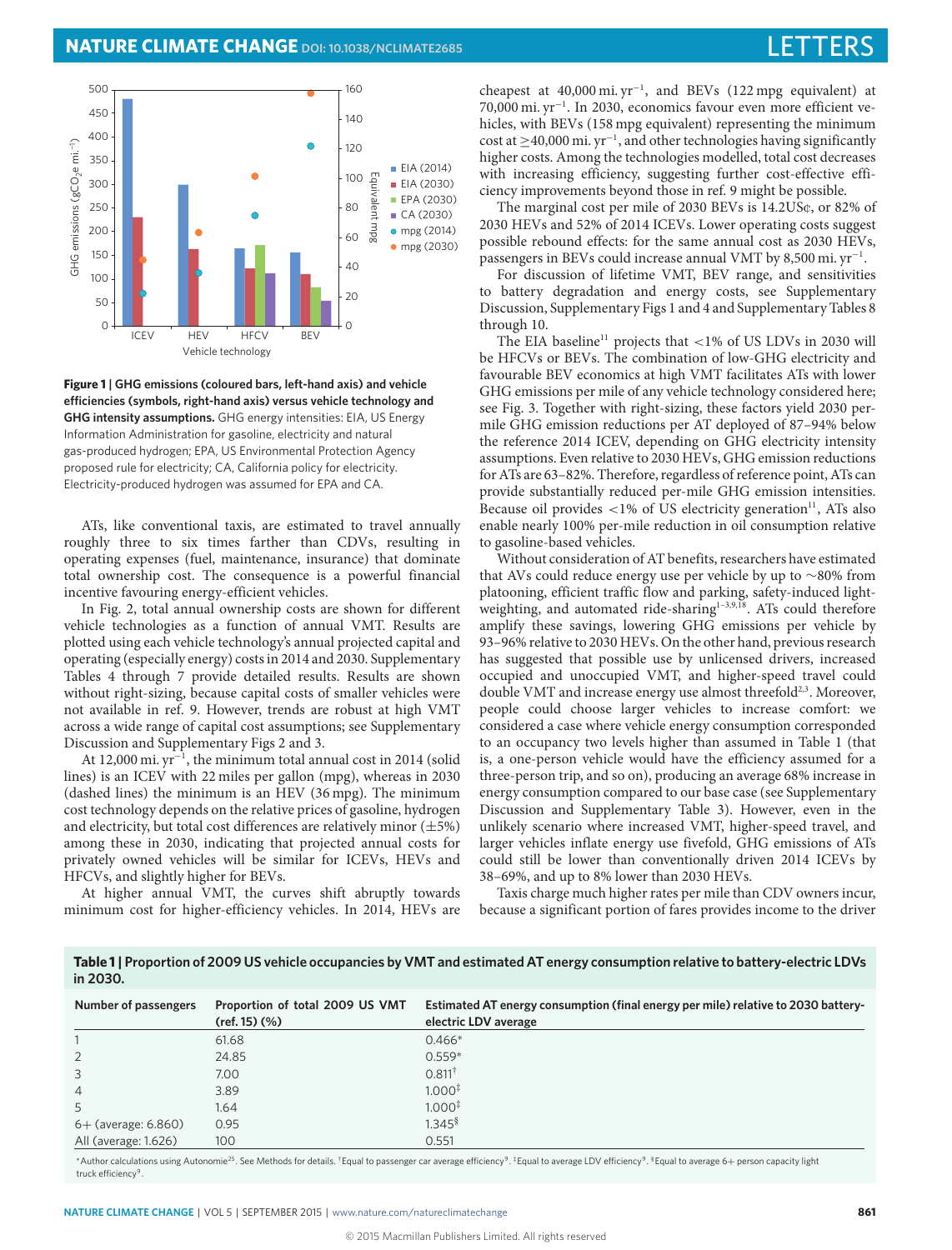**Figure 1 | GHG emissions (coloured bars, left-hand axis) and vehicle efficiencies (symbols, right-hand axis) versus vehicle technology and GHG intensity assumptions.** GHG energy intensities: EIA, US Energy Information Administration for gasoline, electricity and natural gas-produced hydrogen; EPA, US Environmental Protection Agency proposed rule for electricity; CA, California policy for electricity. Electricity-produced hydrogen was assumed for EPA and CA.

ATs, like conventional taxis, are estimated to travel annually roughly three to six times farther than CDVs, resulting in operating expenses (fuel, maintenance, insurance) that dominate total ownership cost. The consequence is a powerful financial incentive favouring energy-efficient vehicles.

In Fig. 2, total annual ownership costs are shown for different vehicle technologies as a function of annual VMT. Results are plotted using each vehicle technology's annual projected capital and operating (especially energy) costs in 2014 and 2030. Supplementary Tables 4 through 7 provide detailed results. Results are shown without right-sizing, because capital costs of smaller vehicles were not available in ref. 9. However, trends are robust at high VMT across a wide range of capital cost assumptions; see Supplementary Discussion and Supplementary Figs 2 and 3.

At 12,000 mi. $yr^{-1}$, the minimum total annual cost in 2014 (solid lines) is an ICEV with 22 miles per gallon (mpg), whereas in 2030 (dashed lines) the minimum is an HEV (36 mpg). The minimum cost technology depends on the relative prices of gasoline, hydrogen and electricity, but total cost differences are relatively minor (±5%) among these in 2030, indicating that projected annual costs for privately owned vehicles will be similar for ICEVs, HEVs and HFCVs, and slightly higher for BEVs.

At higher annual VMT, the curves shift abruptly towards minimum cost for higher-efficiency vehicles. In 2014, HEVs are cheapest at 40,000 mi. $yr^{-1}$, and BEVs (122 mpg equivalent) at 70,000 mi. $yr^{-1}$. In 2030, economics favour even more efficient vehicles, with BEVs (158 mpg equivalent) representing the minimum cost at ≥40,000 mi. $yr^{-1}$, and other technologies having significantly higher costs. Among the technologies modelled, total cost decreases with increasing efficiency, suggesting further cost-effective efficiency improvements beyond those in ref. 9 might be possible.

The marginal cost per mile of 2030 BEVs is 14.2US¢, or 82% of 2030 HEVs and 52% of 2014 ICEVs. Lower operating costs suggest possible rebound effects: for the same annual cost as 2030 HEVs, passengers in BEVs could increase annual VMT by 8,500 mi. $yr^{-1}$.

For discussion of lifetime VMT, BEV range, and sensitivities to battery degradation and energy costs, see Supplementary Discussion, Supplementary Figs 1 and 4 and Supplementary Tables 8 through 10.

The EIA baseline[11] projects that <1% of US LDVs in 2030 will be HFCVs or BEVs. The combination of low-GHG electricity and favourable BEV economics at high VMT facilitates ATs with lower GHG emissions per mile of any vehicle technology considered here; see Fig. 3. Together with right-sizing, these factors yield 2030 per-mile GHG emission reductions per AT deployed of 87–94% below the reference 2014 ICEV, depending on GHG electricity intensity assumptions. Even relative to 2030 HEVs, GHG emission reductions for ATs are 63–82%. Therefore, regardless of reference point, ATs can provide substantially reduced per-mile GHG emission intensities. Because oil provides <1% of US electricity generation[11], ATs also enable nearly 100% per-mile reduction in oil consumption relative to gasoline-based vehicles.

Without consideration of AT benefits, researchers have estimated that AVs could reduce energy use per vehicle by up to ~80% from platooning, efficient traffic flow and parking, safety-induced light-weighting, and automated ride-sharing[1–3,9,18]. ATs could therefore amplify these savings, lowering GHG emissions per vehicle by 93–96% relative to 2030 HEVs. On the other hand, previous research has suggested that possible use by unlicensed drivers, increased occupied and unoccupied VMT, and higher-speed travel could double VMT and increase energy use almost threefold[2,3]. Moreover, people could choose larger vehicles to increase comfort: we considered a case where vehicle energy consumption corresponded to an occupancy two levels higher than assumed in Table 1 (that is, a one-person vehicle would have the efficiency assumed for a three-person trip, and so on), producing an average 68% increase in energy consumption compared to our base case (see Supplementary Discussion and Supplementary Table 3). However, even in the unlikely scenario where increased VMT, higher-speed travel, and larger vehicles inflate energy use fivefold, GHG emissions of ATs could still be lower than conventionally driven 2014 ICEVs by 38–69%, and up to 8% lower than 2030 HEVs.

Taxis charge much higher rates per mile than CDV owners incur, because a significant portion of fares provides income to the driver

**Table 1 | Proportion of 2009 US vehicle occupancies by VMT and estimated AT energy consumption relative to battery-electric LDVs in 2030.**

| Number of passengers | Proportion of total 2009 US VMT (ref. 15) (%) | Estimated AT energy consumption (final energy per mile) relative to 2030 battery-electric LDV average |
|---|---|---|
| 1 | 61.68 | 0.466* |
| 2 | 24.85 | 0.559* |
| 3 | 7.00 | 0.811† |
| 4 | 3.89 | 1.000‡ |
| 5 | 1.64 | 1.000‡ |
| 6+ (average: 6.860) | 0.95 | 1.345§ |
| All (average: 1.626) | 100 | 0.551 |

*Author calculations using Autonomie[25]. See Methods for details. †Equal to passenger car average efficiency[9]. ‡Equal to average LDV efficiency[9]. §Equal to average 6+ person capacity light truck efficiency[9].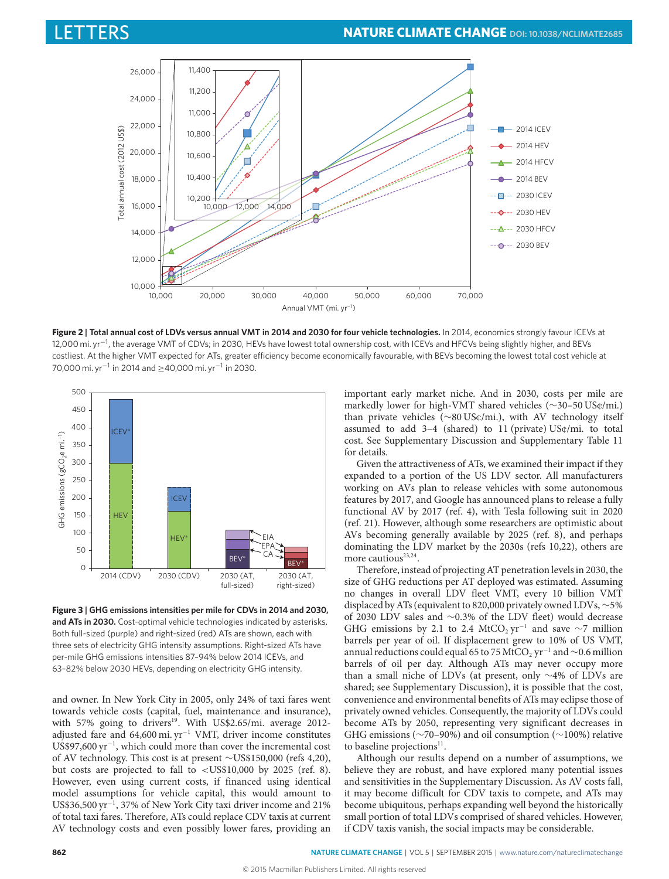**Figure 2 | Total annual cost of LDVs versus annual VMT in 2014 and 2030 for four vehicle technologies.** In 2014, economics strongly favour ICEVs at 12,000 mi. $yr^{-1}$, the average VMT of CDVs; in 2030, HEVs have lowest total ownership cost, with ICEVs and HFCVs being slightly higher, and BEVs costliest. At the higher VMT expected for ATs, greater efficiency become economically favourable, with BEVs becoming the lowest total cost vehicle at 70,000 mi. $yr^{-1}$ in 2014 and ≥40,000 mi. $yr^{-1}$ in 2030.

**Figure 3 | GHG emissions intensities per mile for CDVs in 2014 and 2030, and ATs in 2030.** Cost-optimal vehicle technologies indicated by asterisks. Both full-sized (purple) and right-sized (red) ATs are shown, each with three sets of electricity GHG intensity assumptions. Right-sized ATs have per-mile GHG emissions intensities 87–94% below 2014 ICEVs, and 63–82% below 2030 HEVs, depending on electricity GHG intensity.

and owner. In New York City in 2005, only 24% of taxi fares went towards vehicle costs (capital, fuel, maintenance and insurance), with 57% going to drivers[19]. With US$2.65/mi. average 2012-adjusted fare and 64,600 mi. $yr^{-1}$ VMT, driver income constitutes US$97,600 $yr^{-1}$, which could more than cover the incremental cost of AV technology. This cost is at present ~US$150,000 (refs 4,20), but costs are projected to fall to <US$10,000 by 2025 (ref. 8). However, even using current costs, if financed using identical model assumptions for vehicle capital, this would amount to US$36,500 $yr^{-1}$, 37% of New York City taxi driver income and 21% of total taxi fares. Therefore, ATs could replace CDV taxis at current AV technology costs and even possibly lower fares, providing an important early market niche. And in 2030, costs per mile are markedly lower for high-VMT shared vehicles (~30–50 US¢/mi.) than private vehicles (~80 US¢/mi.), with AV technology itself assumed to add 3–4 (shared) to 11 (private) US¢/mi. to total cost. See Supplementary Discussion and Supplementary Table 11 for details.

Given the attractiveness of ATs, we examined their impact if they expanded to a portion of the US LDV sector. All manufacturers working on AVs plan to release vehicles with some autonomous features by 2017, and Google has announced plans to release a fully functional AV by 2017 (ref. 4), with Tesla following suit in 2020 (ref. 21). However, although some researchers are optimistic about AVs becoming generally available by 2025 (ref. 8), and perhaps dominating the LDV market by the 2030s (refs 10,22), others are more cautious[23,24].

Therefore, instead of projecting AT penetration levels in 2030, the size of GHG reductions per AT deployed was estimated. Assuming no changes in overall LDV fleet VMT, every 10 billion VMT displaced by ATs (equivalent to 820,000 privately owned LDVs, ~5% of 2030 LDV sales and ~0.3% of the LDV fleet) would decrease GHG emissions by 2.1 to 2.4 $MtCO_2\ yr^{-1}$ and save ~7 million barrels per year of oil. If displacement grew to 10% of US VMT, annual reductions could equal 65 to 75 $MtCO_2\ yr^{-1}$ and ~0.6 million barrels of oil per day. Although ATs may never occupy more than a small niche of LDVs (at present, only ~4% of LDVs are shared; see Supplementary Discussion), it is possible that the cost, convenience and environmental benefits of ATs may eclipse those of privately owned vehicles. Consequently, the majority of LDVs could become ATs by 2050, representing very significant decreases in GHG emissions (~70–90%) and oil consumption (~100%) relative to baseline projections[11].

Although our results depend on a number of assumptions, we believe they are robust, and have explored many potential issues and sensitivities in the Supplementary Discussion. As AV costs fall, it may become difficult for CDV taxis to compete, and ATs may become ubiquitous, perhaps expanding well beyond the historically small portion of total LDVs comprised of shared vehicles. However, if CDV taxis vanish, the social impacts may be considerable.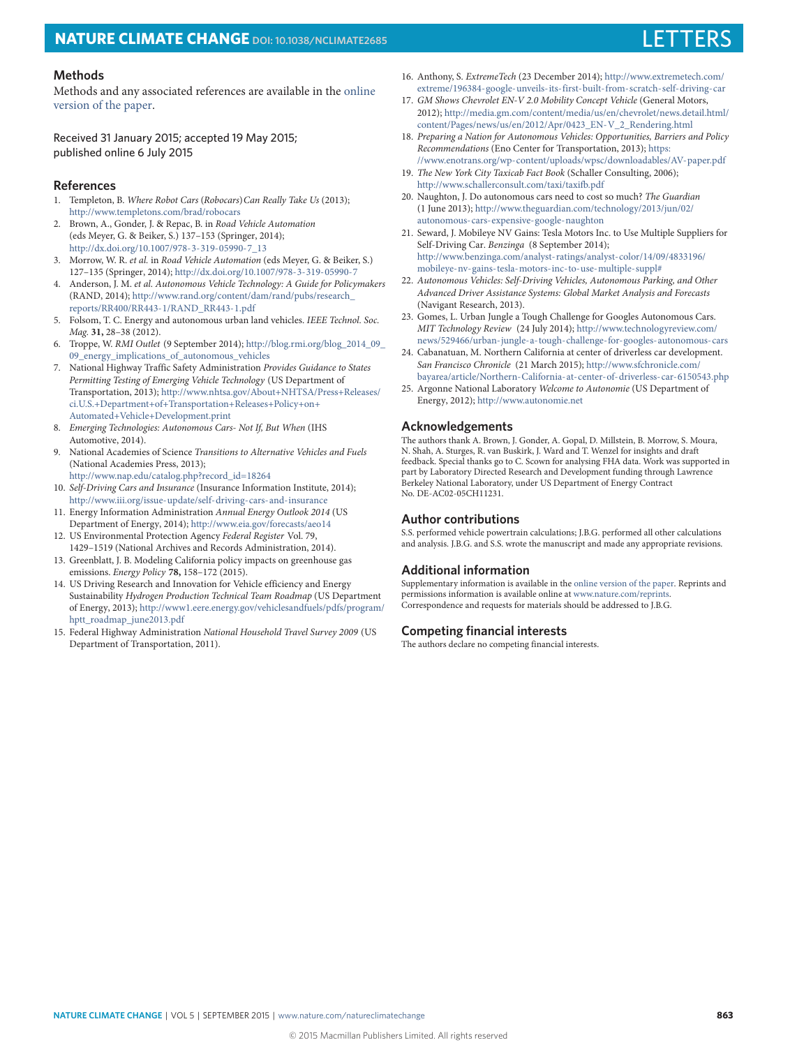## Methods

Methods and any associated references are available in the online version of the paper.

Received 31 January 2015; accepted 19 May 2015; published online 6 July 2015

## References

1. Templeton, B. *Where Robot Cars (Robocars) Can Really Take Us* (2013); http://www.templetons.com/brad/robocars
2. Brown, A., Gonder, J. & Repac, B. in *Road Vehicle Automation* (eds Meyer, G. & Beiker, S.) 137–153 (Springer, 2014); http://dx.doi.org/10.1007/978-3-319-05990-7_13
3. Morrow, W. R. *et al.* in *Road Vehicle Automation* (eds Meyer, G. & Beiker, S.) 127–135 (Springer, 2014); http://dx.doi.org/10.1007/978-3-319-05990-7
4. Anderson, J. M. *et al. Autonomous Vehicle Technology: A Guide for Policymakers* (RAND, 2014); http://www.rand.org/content/dam/rand/pubs/research_reports/RR400/RR443-1/RAND_RR443-1.pdf
5. Folsom, T. C. Energy and autonomous urban land vehicles. *IEEE Technol. Soc. Mag.* **31,** 28–38 (2012).
6. Troppe, W. *RMI Outlet* (9 September 2014); http://blog.rmi.org/blog_2014_09_09_energy_implications_of_autonomous_vehicles
7. National Highway Traffic Safety Administration *Provides Guidance to States Permitting Testing of Emerging Vehicle Technology* (US Department of Transportation, 2013); http://www.nhtsa.gov/About+NHTSA/Press+Releases/ci.U.S.+Department+of+Transportation+Releases+Policy+on+Automated+Vehicle+Development.print
8. *Emerging Technologies: Autonomous Cars- Not If, But When* (IHS Automotive, 2014).
9. National Academies of Science *Transitions to Alternative Vehicles and Fuels* (National Academies Press, 2013); http://www.nap.edu/catalog.php?record_id=18264
10. *Self-Driving Cars and Insurance* (Insurance Information Institute, 2014); http://www.iii.org/issue-update/self-driving-cars-and-insurance
11. Energy Information Administration *Annual Energy Outlook 2014* (US Department of Energy, 2014); http://www.eia.gov/forecasts/aeo14
12. US Environmental Protection Agency *Federal Register* Vol. 79, 1429–1519 (National Archives and Records Administration, 2014).
13. Greenblatt, J. B. Modeling California policy impacts on greenhouse gas emissions. *Energy Policy* **78,** 158–172 (2015).
14. US Driving Research and Innovation for Vehicle efficiency and Energy Sustainability *Hydrogen Production Technical Team Roadmap* (US Department of Energy, 2013); http://www1.eere.energy.gov/vehiclesandfuels/pdfs/program/hptt_roadmap_june2013.pdf
15. Federal Highway Administration *National Household Travel Survey 2009* (US Department of Transportation, 2011).
16. Anthony, S. *ExtremeTech* (23 December 2014); http://www.extremetech.com/extreme/196384-google-unveils-its-first-built-from-scratch-self-driving-car
17. *GM Shows Chevrolet EN-V 2.0 Mobility Concept Vehicle* (General Motors, 2012); http://media.gm.com/content/media/us/en/chevrolet/news.detail.html/content/Pages/news/us/en/2012/Apr/0423_EN-V_2_Rendering.html
18. *Preparing a Nation for Autonomous Vehicles: Opportunities, Barriers and Policy Recommendations* (Eno Center for Transportation, 2013); https://www.enotrans.org/wp-content/uploads/wpsc/downloadables/AV-paper.pdf
19. *The New York City Taxicab Fact Book* (Schaller Consulting, 2006); http://www.schallerconsult.com/taxi/taxifb.pdf
20. Naughton, J. Do autonomous cars need to cost so much? *The Guardian* (1 June 2013); http://www.theguardian.com/technology/2013/jun/02/autonomous-cars-expensive-google-naughton
21. Seward, J. Mobileye NV Gains: Tesla Motors Inc. to Use Multiple Suppliers for Self-Driving Car. *Benzinga* (8 September 2014); http://www.benzinga.com/analyst-ratings/analyst-color/14/09/4833196/mobileye-nv-gains-tesla-motors-inc-to-use-multiple-suppl#
22. *Autonomous Vehicles: Self-Driving Vehicles, Autonomous Parking, and Other Advanced Driver Assistance Systems: Global Market Analysis and Forecasts* (Navigant Research, 2013).
23. Gomes, L. Urban Jungle a Tough Challenge for Googles Autonomous Cars. *MIT Technology Review* (24 July 2014); http://www.technologyreview.com/news/529466/urban-jungle-a-tough-challenge-for-googles-autonomous-cars
24. Cabanatuan, M. Northern California at center of driverless car development. *San Francisco Chronicle* (21 March 2015); http://www.sfchronicle.com/bayarea/article/Northern-California-at-center-of-driverless-car-6150543.php
25. Argonne National Laboratory *Welcome to Autonomie* (US Department of Energy, 2012); http://www.autonomie.net

## Acknowledgements

The authors thank A. Brown, J. Gonder, A. Gopal, D. Millstein, B. Morrow, S. Moura, N. Shah, A. Sturges, R. van Buskirk, J. Ward and T. Wenzel for insights and draft feedback. Special thanks go to C. Scown for analysing FHA data. Work was supported in part by Laboratory Directed Research and Development funding through Lawrence Berkeley National Laboratory, under US Department of Energy Contract No. DE-AC02-05CH11231.

## Author contributions

S.S. performed vehicle powertrain calculations; J.B.G. performed all other calculations and analysis. J.B.G. and S.S. wrote the manuscript and made any appropriate revisions.

## Additional information

Supplementary information is available in the online version of the paper. Reprints and permissions information is available online at www.nature.com/reprints. Correspondence and requests for materials should be addressed to J.B.G.

## Competing financial interests

The authors declare no competing financial interests.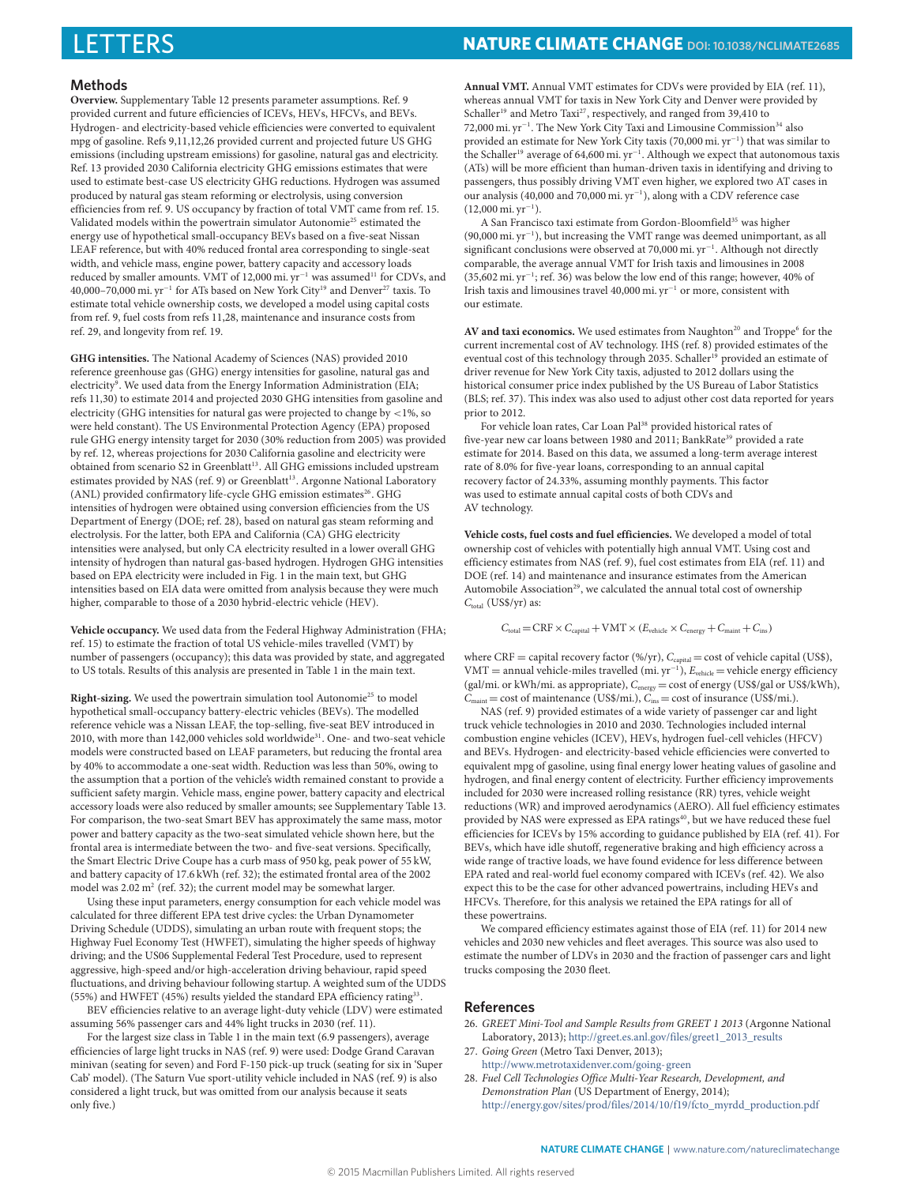## Methods

**Overview.** Supplementary Table 12 presents parameter assumptions. Ref. 9 provided current and future efficiencies of ICEVs, HEVs, HFCVs, and BEVs. Hydrogen- and electricity-based vehicle efficiencies were converted to equivalent mpg of gasoline. Refs 9,11,12,26 provided current and projected future US GHG emissions (including upstream emissions) for gasoline, natural gas and electricity. Ref. 13 provided 2030 California electricity GHG emissions estimates that were used to estimate best-case US electricity GHG reductions. Hydrogen was assumed produced by natural gas steam reforming or electrolysis, using conversion efficiencies from ref. 9. US occupancy by fraction of total VMT came from ref. 15. Validated models within the powertrain simulator Autonomie[25] estimated the energy use of hypothetical small-occupancy BEVs based on a five-seat Nissan LEAF reference, but with 40% reduced frontal area corresponding to single-seat width, and vehicle mass, engine power, battery capacity and accessory loads reduced by smaller amounts. VMT of 12,000 mi. $\mathrm{yr}^{-1}$ was assumed[11] for CDVs, and 40,000–70,000 mi. $\mathrm{yr}^{-1}$ for ATs based on New York City[19] and Denver[27] taxis. To estimate total vehicle ownership costs, we developed a model using capital costs from ref. 9, fuel costs from refs 11,28, maintenance and insurance costs from ref. 29, and longevity from ref. 19.

**GHG intensities.** The National Academy of Sciences (NAS) provided 2010 reference greenhouse gas (GHG) energy intensities for gasoline, natural gas and electricity[9]. We used data from the Energy Information Administration (EIA; refs 11,30) to estimate 2014 and projected 2030 GHG intensities from gasoline and electricity (GHG intensities for natural gas were projected to change by <1%, so were held constant). The US Environmental Protection Agency (EPA) proposed rule GHG energy intensity target for 2030 (30% reduction from 2005) was provided by ref. 12, whereas projections for 2030 California gasoline and electricity were obtained from scenario S2 in Greenblatt[13]. All GHG emissions included upstream estimates provided by NAS (ref. 9) or Greenblatt[13]. Argonne National Laboratory (ANL) provided confirmatory life-cycle GHG emission estimates[26]. GHG intensities of hydrogen were obtained using conversion efficiencies from the US Department of Energy (DOE; ref. 28), based on natural gas steam reforming and electrolysis. For the latter, both EPA and California (CA) GHG electricity intensities were analysed, but only CA electricity resulted in a lower overall GHG intensity of hydrogen than natural gas-based hydrogen. Hydrogen GHG intensities based on EPA electricity were included in Fig. 1 in the main text, but GHG intensities based on EIA data were omitted from analysis because they were much higher, comparable to those of a 2030 hybrid-electric vehicle (HEV).

**Vehicle occupancy.** We used data from the Federal Highway Administration (FHA; ref. 15) to estimate the fraction of total US vehicle-miles travelled (VMT) by number of passengers (occupancy); this data was provided by state, and aggregated to US totals. Results of this analysis are presented in Table 1 in the main text.

**Right-sizing.** We used the powertrain simulation tool Autonomie[25] to model hypothetical small-occupancy battery-electric vehicles (BEVs). The modelled reference vehicle was a Nissan LEAF, the top-selling, five-seat BEV introduced in 2010, with more than 142,000 vehicles sold worldwide[31]. One- and two-seat vehicle models were constructed based on LEAF parameters, but reducing the frontal area by 40% to accommodate a one-seat width. Reduction was less than 50%, owing to the assumption that a portion of the vehicle's width remained constant to provide a sufficient safety margin. Vehicle mass, engine power, battery capacity and electrical accessory loads were also reduced by smaller amounts; see Supplementary Table 13. For comparison, the two-seat Smart BEV has approximately the same mass, motor power and battery capacity as the two-seat simulated vehicle shown here, but the frontal area is intermediate between the two- and five-seat versions. Specifically, the Smart Electric Drive Coupe has a curb mass of 950 kg, peak power of 55 kW, and battery capacity of 17.6 kWh (ref. 32); the estimated frontal area of the 2002 model was 2.02 $\mathrm{m}^2$ (ref. 32); the current model may be somewhat larger.

Using these input parameters, energy consumption for each vehicle model was calculated for three different EPA test drive cycles: the Urban Dynamometer Driving Schedule (UDDS), simulating an urban route with frequent stops; the Highway Fuel Economy Test (HWFET), simulating the higher speeds of highway driving; and the US06 Supplemental Federal Test Procedure, used to represent aggressive, high-speed and/or high-acceleration driving behaviour, rapid speed fluctuations, and driving behaviour following startup. A weighted sum of the UDDS (55%) and HWFET (45%) results yielded the standard EPA efficiency rating[33].

BEV efficiencies relative to an average light-duty vehicle (LDV) were estimated assuming 56% passenger cars and 44% light trucks in 2030 (ref. 11).

For the largest size class in Table 1 in the main text (6.9 passengers), average efficiencies of large light trucks in NAS (ref. 9) were used: Dodge Grand Caravan minivan (seating for seven) and Ford F-150 pick-up truck (seating for six in 'Super Cab' model). (The Saturn Vue sport-utility vehicle included in NAS (ref. 9) is also considered a light truck, but was omitted from our analysis because it seats only five.)

**Annual VMT.** Annual VMT estimates for CDVs were provided by EIA (ref. 11), whereas annual VMT for taxis in New York City and Denver were provided by Schaller[19] and Metro Taxi[27], respectively, and ranged from 39,410 to 72,000 mi. $\mathrm{yr}^{-1}$. The New York City Taxi and Limousine Commission[34] also provided an estimate for New York City taxis (70,000 mi. $\mathrm{yr}^{-1}$) that was similar to the Schaller[19] average of 64,600 mi. $\mathrm{yr}^{-1}$. Although we expect that autonomous taxis (ATs) will be more efficient than human-driven taxis in identifying and driving to passengers, thus possibly driving VMT even higher, we explored two AT cases in our analysis (40,000 and 70,000 mi. $\mathrm{yr}^{-1}$), along with a CDV reference case (12,000 mi. $\mathrm{yr}^{-1}$).

A San Francisco taxi estimate from Gordon-Bloomfield[35] was higher (90,000 mi. $\mathrm{yr}^{-1}$), but increasing the VMT range was deemed unimportant, as all significant conclusions were observed at 70,000 mi. $\mathrm{yr}^{-1}$. Although not directly comparable, the average annual VMT for Irish taxis and limousines in 2008 (35,602 mi. $\mathrm{yr}^{-1}$; ref. 36) was below the low end of this range; however, 40% of Irish taxis and limousines travel 40,000 mi. $\mathrm{yr}^{-1}$ or more, consistent with our estimate.

**AV and taxi economics.** We used estimates from Naughton[20] and Troppe[6] for the current incremental cost of AV technology. IHS (ref. 8) provided estimates of the eventual cost of this technology through 2035. Schaller[19] provided an estimate of driver revenue for New York City taxis, adjusted to 2012 dollars using the historical consumer price index published by the US Bureau of Labor Statistics (BLS; ref. 37). This index was also used to adjust other cost data reported for years prior to 2012.

For vehicle loan rates, Car Loan Pal[38] provided historical rates of five-year new car loans between 1980 and 2011; BankRate[39] provided a rate estimate for 2014. Based on this data, we assumed a long-term average interest rate of 8.0% for five-year loans, corresponding to an annual capital recovery factor of 24.33%, assuming monthly payments. This factor was used to estimate annual capital costs of both CDVs and AV technology.

**Vehicle costs, fuel costs and fuel efficiencies.** We developed a model of total ownership cost of vehicles with potentially high annual VMT. Using cost and efficiency estimates from NAS (ref. 9), fuel cost estimates from EIA (ref. 11) and DOE (ref. 14) and maintenance and insurance estimates from the American Automobile Association[29], we calculated the annual total cost of ownership $C_{\mathrm{total}}$ (US\$/yr) as:

$$C_{\mathrm{total}} = \mathrm{CRF} \times C_{\mathrm{capital}} + \mathrm{VMT} \times (E_{\mathrm{vehicle}} \times C_{\mathrm{energy}} + C_{\mathrm{maint}} + C_{\mathrm{ins}})$$

where CRF = capital recovery factor (%/yr), $C_{\mathrm{capital}}$ = cost of vehicle capital (US\$), VMT = annual vehicle-miles travelled (mi. $\mathrm{yr}^{-1}$), $E_{\mathrm{vehicle}}$ = vehicle energy efficiency (gal/mi. or kWh/mi. as appropriate), $C_{\mathrm{energy}}$ = cost of energy (US\$/gal or US\$/kWh), $C_{\mathrm{maint}}$ = cost of maintenance (US\$/mi.), $C_{\mathrm{ins}}$ = cost of insurance (US\$/mi.).

NAS (ref. 9) provided estimates of a wide variety of passenger car and light truck vehicle technologies in 2010 and 2030. Technologies included internal combustion engine vehicles (ICEV), HEVs, hydrogen fuel-cell vehicles (HFCV) and BEVs. Hydrogen- and electricity-based vehicle efficiencies were converted to equivalent mpg of gasoline, using final energy lower heating values of gasoline and hydrogen, and final energy content of electricity. Further efficiency improvements included for 2030 were increased rolling resistance (RR) tyres, vehicle weight reductions (WR) and improved aerodynamics (AERO). All fuel efficiency estimates provided by NAS were expressed as EPA ratings[40], but we have reduced these fuel efficiencies for ICEVs by 15% according to guidance published by EIA (ref. 41). For BEVs, which have idle shutoff, regenerative braking and high efficiency across a wide range of tractive loads, we have found evidence for less difference between EPA rated and real-world fuel economy compared with ICEVs (ref. 42). We also expect this to be the case for other advanced powertrains, including HEVs and HFCVs. Therefore, for this analysis we retained the EPA ratings for all of these powertrains.

We compared efficiency estimates against those of EIA (ref. 11) for 2014 new vehicles and 2030 new vehicles and fleet averages. This source was also used to estimate the number of LDVs in 2030 and the fraction of passenger cars and light trucks composing the 2030 fleet.

## References

26. *GREET Mini-Tool and Sample Results from GREET 1 2013* (Argonne National Laboratory, 2013); http://greet.es.anl.gov/files/greet1_2013_results
27. *Going Green* (Metro Taxi Denver, 2013); http://www.metrotaxidenver.com/going-green
28. *Fuel Cell Technologies Office Multi-Year Research, Development, and Demonstration Plan* (US Department of Energy, 2014); http://energy.gov/sites/prod/files/2014/10/f19/fcto_myrdd_production.pdf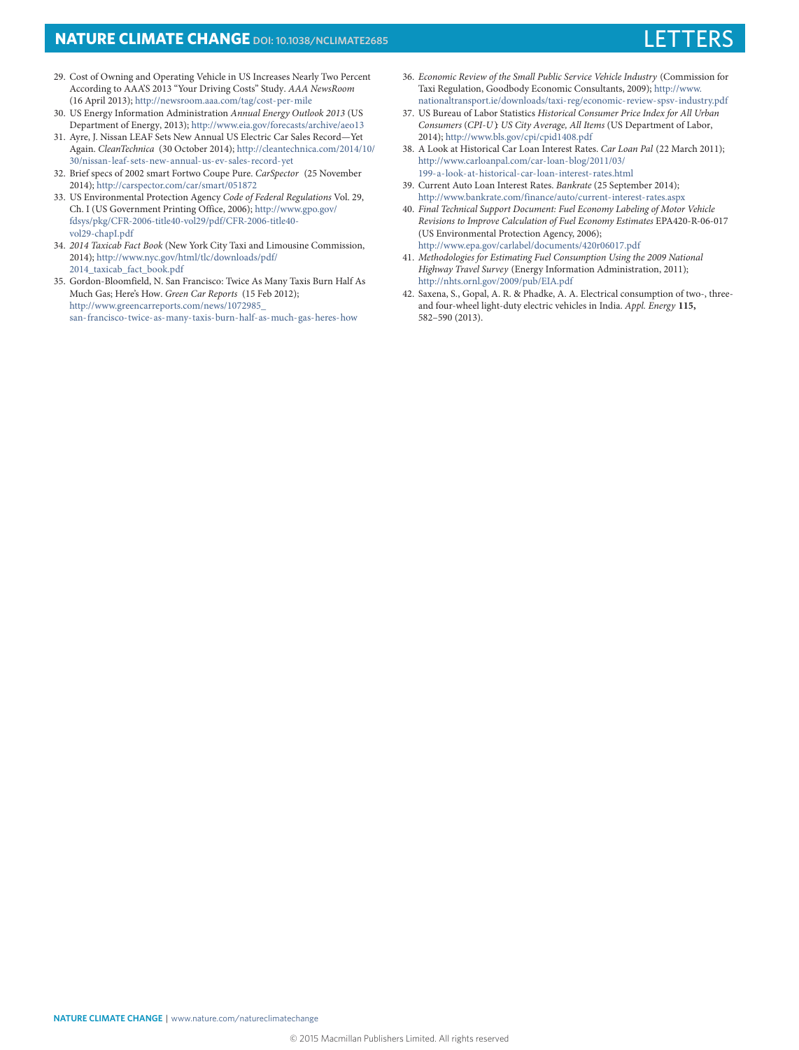29. Cost of Owning and Operating Vehicle in US Increases Nearly Two Percent According to AAA'S 2013 "Your Driving Costs" Study. *AAA NewsRoom* (16 April 2013); http://newsroom.aaa.com/tag/cost-per-mile
30. US Energy Information Administration *Annual Energy Outlook 2013* (US Department of Energy, 2013); http://www.eia.gov/forecasts/archive/aeo13
31. Ayre, J. Nissan LEAF Sets New Annual US Electric Car Sales Record—Yet Again. *CleanTechnica* (30 October 2014); http://cleantechnica.com/2014/10/30/nissan-leaf-sets-new-annual-us-ev-sales-record-yet
32. Brief specs of 2002 smart Fortwo Coupe Pure. *CarSpector* (25 November 2014); http://carspector.com/car/smart/051872
33. US Environmental Protection Agency *Code of Federal Regulations* Vol. 29, Ch. I (US Government Printing Office, 2006); http://www.gpo.gov/fdsys/pkg/CFR-2006-title40-vol29/pdf/CFR-2006-title40-vol29-chapI.pdf
34. *2014 Taxicab Fact Book* (New York City Taxi and Limousine Commission, 2014); http://www.nyc.gov/html/tlc/downloads/pdf/2014_taxicab_fact_book.pdf
35. Gordon-Bloomfield, N. San Francisco: Twice As Many Taxis Burn Half As Much Gas; Here's How. *Green Car Reports* (15 Feb 2012); http://www.greencarreports.com/news/1072985_san-francisco-twice-as-many-taxis-burn-half-as-much-gas-heres-how
36. *Economic Review of the Small Public Service Vehicle Industry* (Commission for Taxi Regulation, Goodbody Economic Consultants, 2009); http://www.nationaltransport.ie/downloads/taxi-reg/economic-review-spsv-industry.pdf
37. US Bureau of Labor Statistics *Historical Consumer Price Index for All Urban Consumers (CPI-U): US City Average, All Items* (US Department of Labor, 2014); http://www.bls.gov/cpi/cpid1408.pdf
38. A Look at Historical Car Loan Interest Rates. *Car Loan Pal* (22 March 2011); http://www.carloanpal.com/car-loan-blog/2011/03/199-a-look-at-historical-car-loan-interest-rates.html
39. Current Auto Loan Interest Rates. *Bankrate* (25 September 2014); http://www.bankrate.com/finance/auto/current-interest-rates.aspx
40. *Final Technical Support Document: Fuel Economy Labeling of Motor Vehicle Revisions to Improve Calculation of Fuel Economy Estimates* EPA420-R-06-017 (US Environmental Protection Agency, 2006); http://www.epa.gov/carlabel/documents/420r06017.pdf
41. *Methodologies for Estimating Fuel Consumption Using the 2009 National Highway Travel Survey* (Energy Information Administration, 2011); http://nhts.ornl.gov/2009/pub/EIA.pdf
42. Saxena, S., Gopal, A. R. & Phadke, A. A. Electrical consumption of two-, three- and four-wheel light-duty electric vehicles in India. *Appl. Energy* **115,** 582–590 (2013).